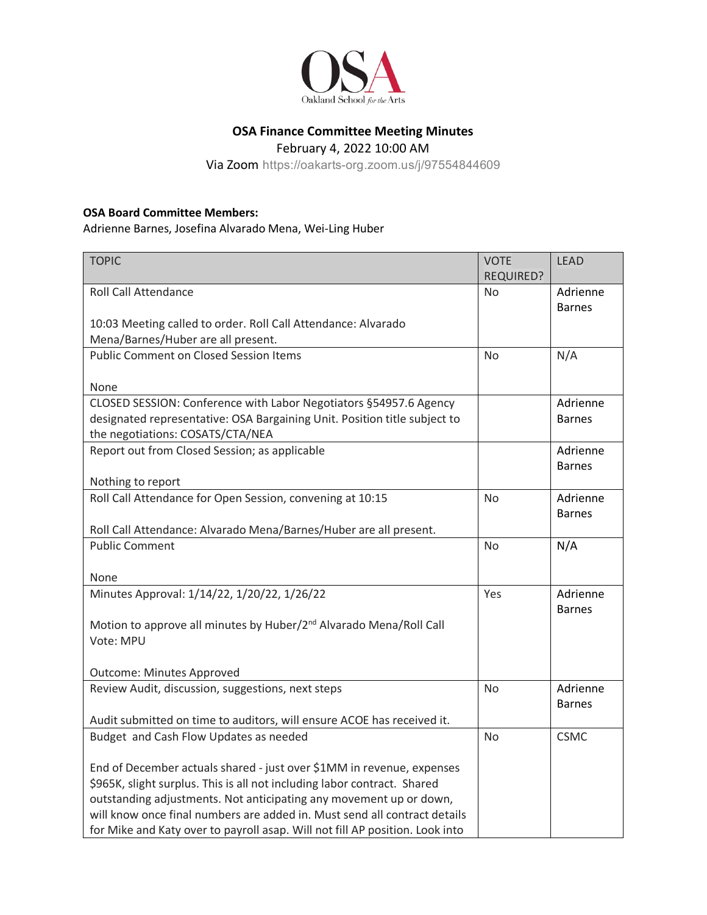# OSA Finance Committee Meeting Minutes

February 4, 2022 10:00 AM

Via Zoom https://oakarts-org.zoom.us/j/97554844609

**OSA Board Committee Members:**

Adrienne Barnes, Josefina Alvarado Mena, Wei-Ling Huber

| TOPIC | VOTE REQUIRED? | LEAD |
|---|---|---|
| Roll Call Attendance<br><br>10:03 Meeting called to order. Roll Call Attendance: Alvarado Mena/Barnes/Huber are all present. | No | Adrienne Barnes |
| Public Comment on Closed Session Items<br><br>None | No | N/A |
| CLOSED SESSION: Conference with Labor Negotiators §54957.6 Agency designated representative: OSA Bargaining Unit. Position title subject to the negotiations: COSATS/CTA/NEA | | Adrienne Barnes |
| Report out from Closed Session; as applicable<br><br>Nothing to report | | Adrienne Barnes |
| Roll Call Attendance for Open Session, convening at 10:15<br><br>Roll Call Attendance: Alvarado Mena/Barnes/Huber are all present. | No | Adrienne Barnes |
| Public Comment<br><br>None | No | N/A |
| Minutes Approval: 1/14/22, 1/20/22, 1/26/22<br><br>Motion to approve all minutes by Huber/2nd Alvarado Mena/Roll Call Vote: MPU<br><br>Outcome: Minutes Approved | Yes | Adrienne Barnes |
| Review Audit, discussion, suggestions, next steps<br><br>Audit submitted on time to auditors, will ensure ACOE has received it. | No | Adrienne Barnes |
| Budget and Cash Flow Updates as needed<br><br>End of December actuals shared - just over $1MM in revenue, expenses $965K, slight surplus. This is all not including labor contract. Shared outstanding adjustments. Not anticipating any movement up or down, will know once final numbers are added in. Must send all contract details for Mike and Katy over to payroll asap. Will not fill AP position. Look into | No | CSMC |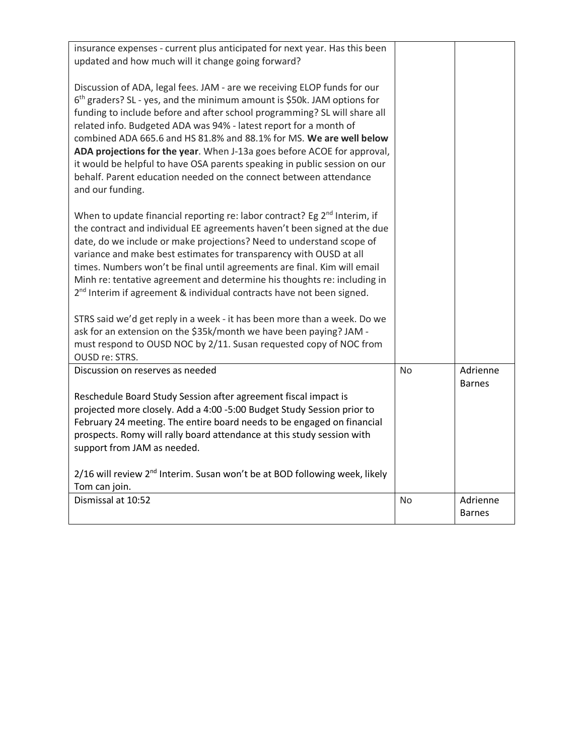| | | |
|---|---|---|
| insurance expenses - current plus anticipated for next year. Has this been updated and how much will it change going forward?<br><br>Discussion of ADA, legal fees. JAM - are we receiving ELOP funds for our 6th graders? SL - yes, and the minimum amount is $50k. JAM options for funding to include before and after school programming? SL will share all related info. Budgeted ADA was 94% - latest report for a month of combined ADA 665.6 and HS 81.8% and 88.1% for MS. **We are well below ADA projections for the year**. When J-13a goes before ACOE for approval, it would be helpful to have OSA parents speaking in public session on our behalf. Parent education needed on the connect between attendance and our funding.<br><br>When to update financial reporting re: labor contract? Eg 2nd Interim, if the contract and individual EE agreements haven't been signed at the due date, do we include or make projections? Need to understand scope of variance and make best estimates for transparency with OUSD at all times. Numbers won't be final until agreements are final. Kim will email Minh re: tentative agreement and determine his thoughts re: including in 2nd Interim if agreement & individual contracts have not been signed.<br><br>STRS said we'd get reply in a week - it has been more than a week. Do we ask for an extension on the $35k/month we have been paying? JAM - must respond to OUSD NOC by 2/11. Susan requested copy of NOC from OUSD re: STRS. | | |
| Discussion on reserves as needed<br><br>Reschedule Board Study Session after agreement fiscal impact is projected more closely. Add a 4:00 -5:00 Budget Study Session prior to February 24 meeting. The entire board needs to be engaged on financial prospects. Romy will rally board attendance at this study session with support from JAM as needed.<br><br>2/16 will review 2nd Interim. Susan won't be at BOD following week, likely Tom can join. | No | Adrienne Barnes |
| Dismissal at 10:52 | No | Adrienne Barnes |